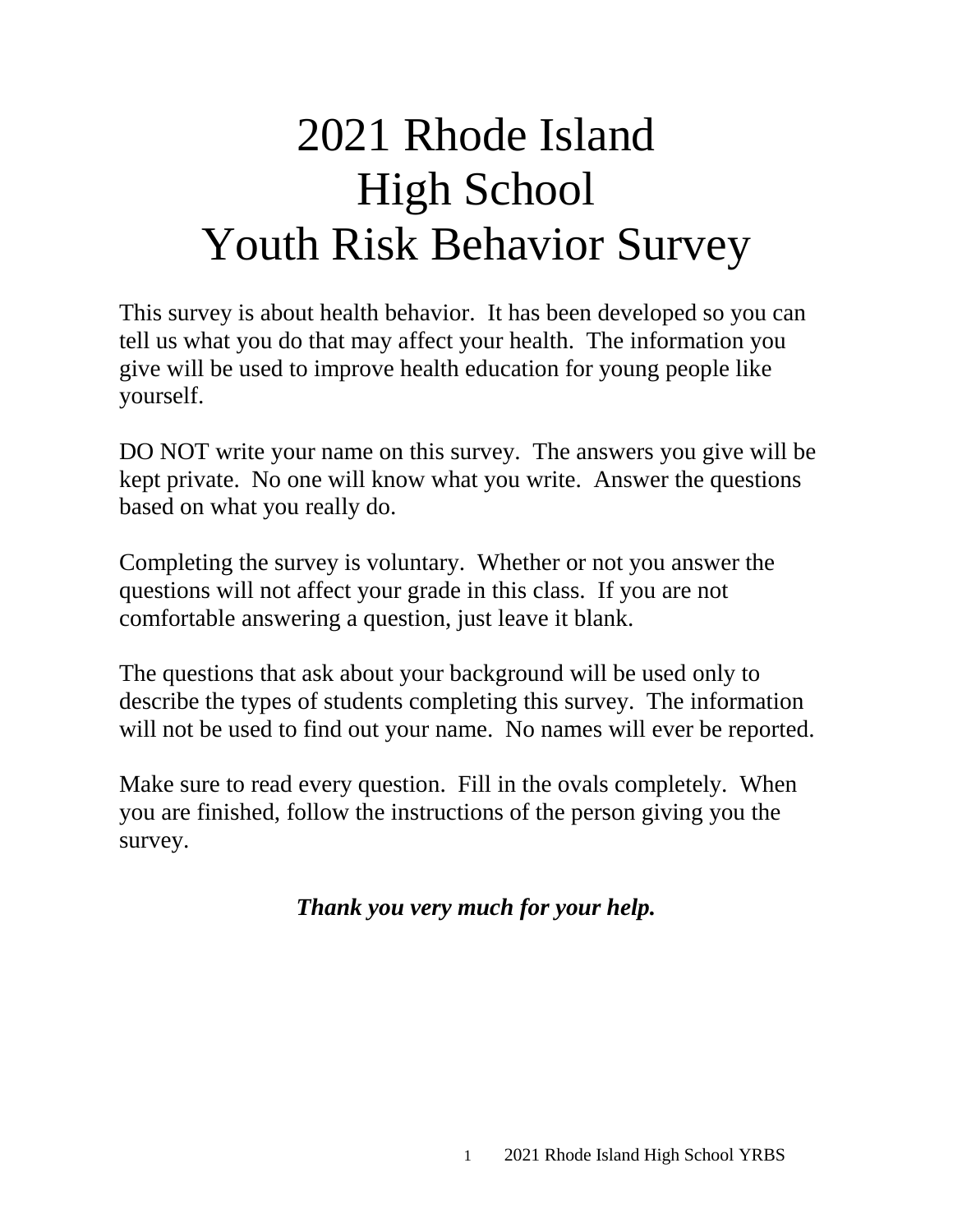# 2021 Rhode Island High School Youth Risk Behavior Survey

This survey is about health behavior. It has been developed so you can tell us what you do that may affect your health. The information you give will be used to improve health education for young people like yourself.

DO NOT write your name on this survey. The answers you give will be kept private. No one will know what you write. Answer the questions based on what you really do.

Completing the survey is voluntary. Whether or not you answer the questions will not affect your grade in this class. If you are not comfortable answering a question, just leave it blank.

The questions that ask about your background will be used only to describe the types of students completing this survey. The information will not be used to find out your name. No names will ever be reported.

Make sure to read every question. Fill in the ovals completely. When you are finished, follow the instructions of the person giving you the survey.

***Thank you very much for your help.***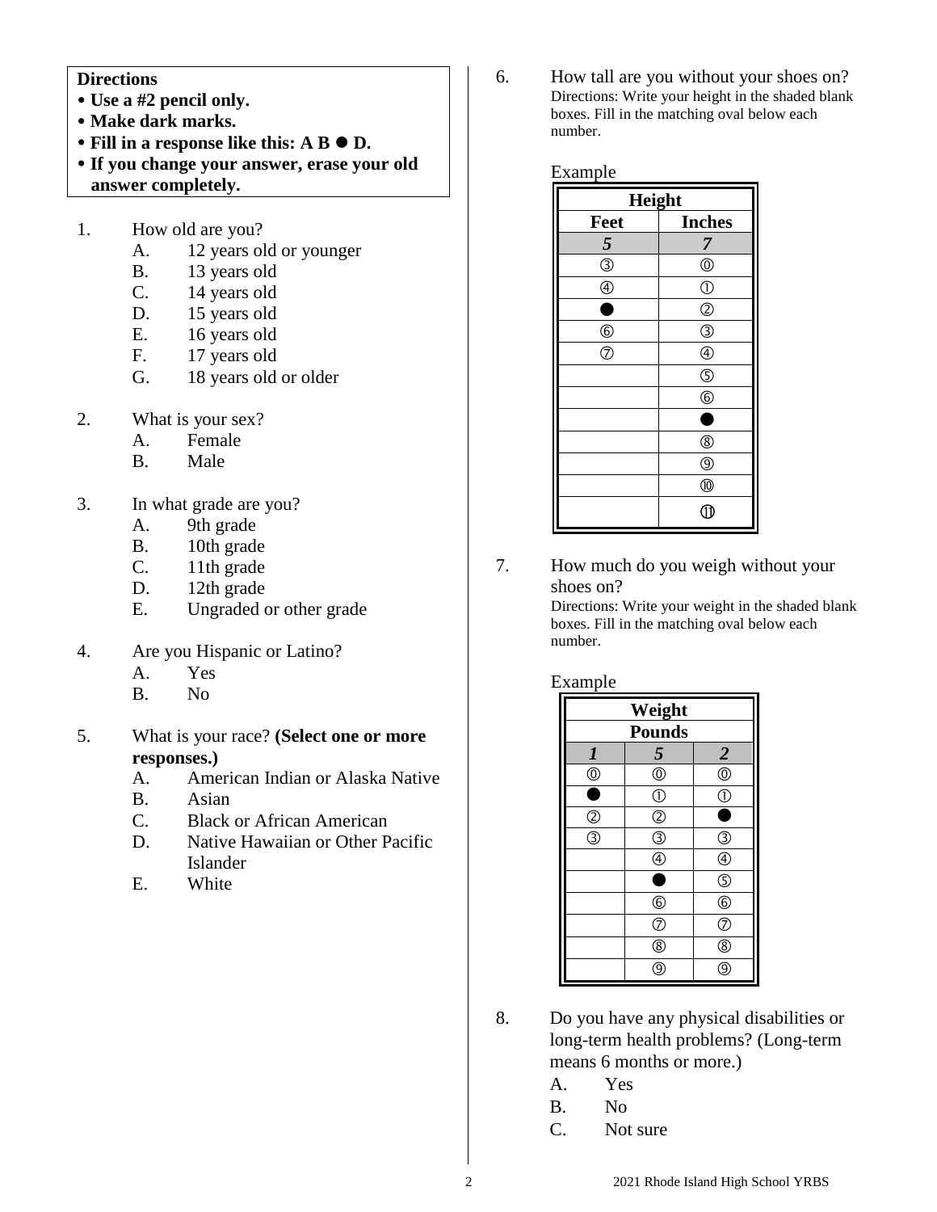**Directions**

- **Use a #2 pencil only.**
- **Make dark marks.**
- **Fill in a response like this: A B ● D.**
- **If you change your answer, erase your old answer completely.**

1. How old are you?
   - A. 12 years old or younger
   - B. 13 years old
   - C. 14 years old
   - D. 15 years old
   - E. 16 years old
   - F. 17 years old
   - G. 18 years old or older

2. What is your sex?
   - A. Female
   - B. Male

3. In what grade are you?
   - A. 9th grade
   - B. 10th grade
   - C. 11th grade
   - D. 12th grade
   - E. Ungraded or other grade

4. Are you Hispanic or Latino?
   - A. Yes
   - B. No

5. What is your race? **(Select one or more responses.)**
   - A. American Indian or Alaska Native
   - B. Asian
   - C. Black or African American
   - D. Native Hawaiian or Other Pacific Islander
   - E. White

6. How tall are you without your shoes on?
   Directions: Write your height in the shaded blank boxes. Fill in the matching oval below each number.

   Example

| Height | |
|---|---|
| **Feet** | **Inches** |
| ***5*** | ***7*** |
| ③ | ⓪ |
| ④ | ① |
| ● | ② |
| ⑥ | ③ |
| ⑦ | ④ |
| | ⑤ |
| | ⑥ |
| | ● |
| | ⑧ |
| | ⑨ |
| | ⑩ |
| | ⑪ |

7. How much do you weigh without your shoes on?
   Directions: Write your weight in the shaded blank boxes. Fill in the matching oval below each number.

   Example

| Weight | | |
|---|---|---|
| **Pounds** | | |
| ***1*** | ***5*** | ***2*** |
| ⓪ | ⓪ | ⓪ |
| ● | ① | ① |
| ② | ② | ● |
| ③ | ③ | ③ |
| | ④ | ④ |
| | ● | ⑤ |
| | ⑥ | ⑥ |
| | ⑦ | ⑦ |
| | ⑧ | ⑧ |
| | ⑨ | ⑨ |

8. Do you have any physical disabilities or long-term health problems? (Long-term means 6 months or more.)
   - A. Yes
   - B. No
   - C. Not sure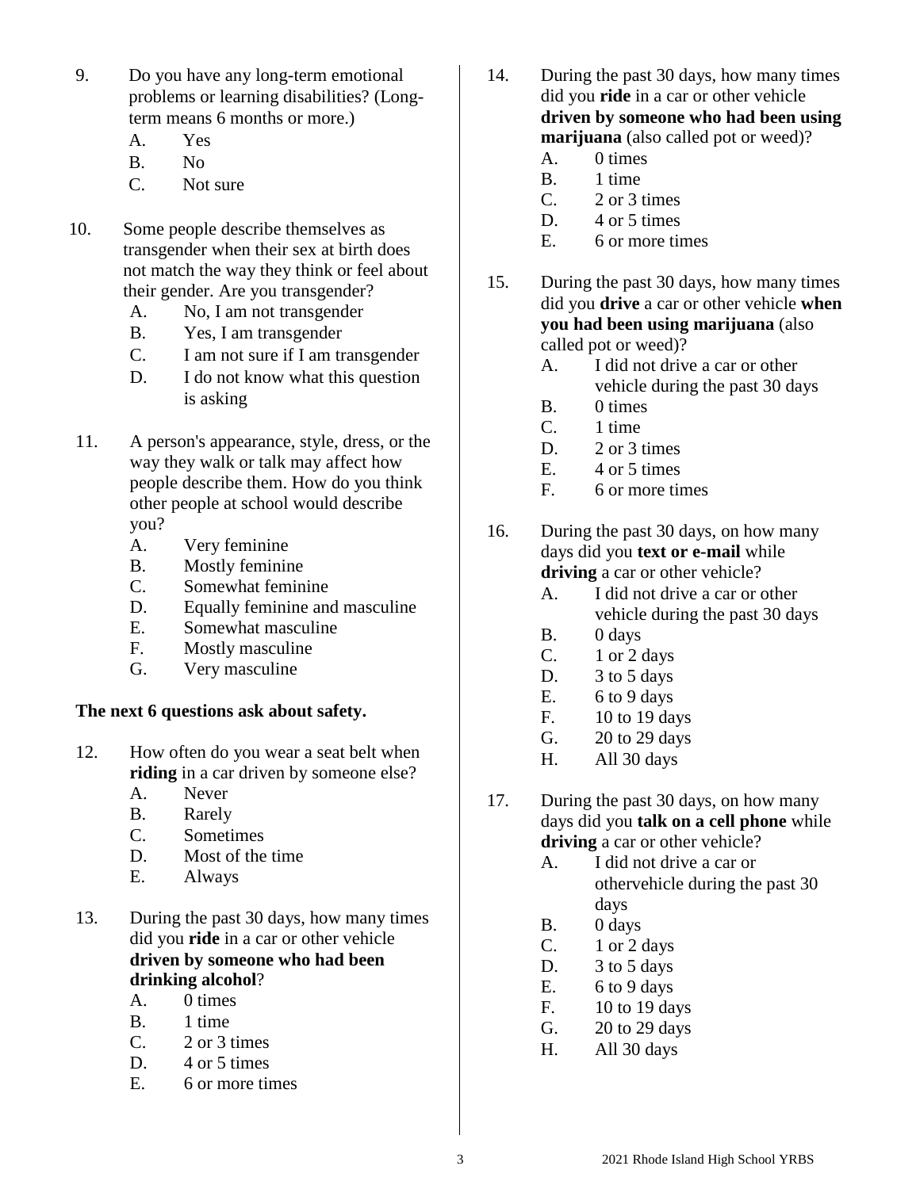9. Do you have any long-term emotional problems or learning disabilities? (Long-term means 6 months or more.)
   A. Yes
   B. No
   C. Not sure

10. Some people describe themselves as transgender when their sex at birth does not match the way they think or feel about their gender. Are you transgender?
    A. No, I am not transgender
    B. Yes, I am transgender
    C. I am not sure if I am transgender
    D. I do not know what this question is asking

11. A person's appearance, style, dress, or the way they walk or talk may affect how people describe them. How do you think other people at school would describe you?
    A. Very feminine
    B. Mostly feminine
    C. Somewhat feminine
    D. Equally feminine and masculine
    E. Somewhat masculine
    F. Mostly masculine
    G. Very masculine

**The next 6 questions ask about safety.**

12. How often do you wear a seat belt when **riding** in a car driven by someone else?
    A. Never
    B. Rarely
    C. Sometimes
    D. Most of the time
    E. Always

13. During the past 30 days, how many times did you **ride** in a car or other vehicle **driven by someone who had been drinking alcohol**?
    A. 0 times
    B. 1 time
    C. 2 or 3 times
    D. 4 or 5 times
    E. 6 or more times

14. During the past 30 days, how many times did you **ride** in a car or other vehicle **driven by someone who had been using marijuana** (also called pot or weed)?
    A. 0 times
    B. 1 time
    C. 2 or 3 times
    D. 4 or 5 times
    E. 6 or more times

15. During the past 30 days, how many times did you **drive** a car or other vehicle **when you had been using marijuana** (also called pot or weed)?
    A. I did not drive a car or other vehicle during the past 30 days
    B. 0 times
    C. 1 time
    D. 2 or 3 times
    E. 4 or 5 times
    F. 6 or more times

16. During the past 30 days, on how many days did you **text or e-mail** while **driving** a car or other vehicle?
    A. I did not drive a car or other vehicle during the past 30 days
    B. 0 days
    C. 1 or 2 days
    D. 3 to 5 days
    E. 6 to 9 days
    F. 10 to 19 days
    G. 20 to 29 days
    H. All 30 days

17. During the past 30 days, on how many days did you **talk on a cell phone** while **driving** a car or other vehicle?
    A. I did not drive a car or othervehicle during the past 30 days
    B. 0 days
    C. 1 or 2 days
    D. 3 to 5 days
    E. 6 to 9 days
    F. 10 to 19 days
    G. 20 to 29 days
    H. All 30 days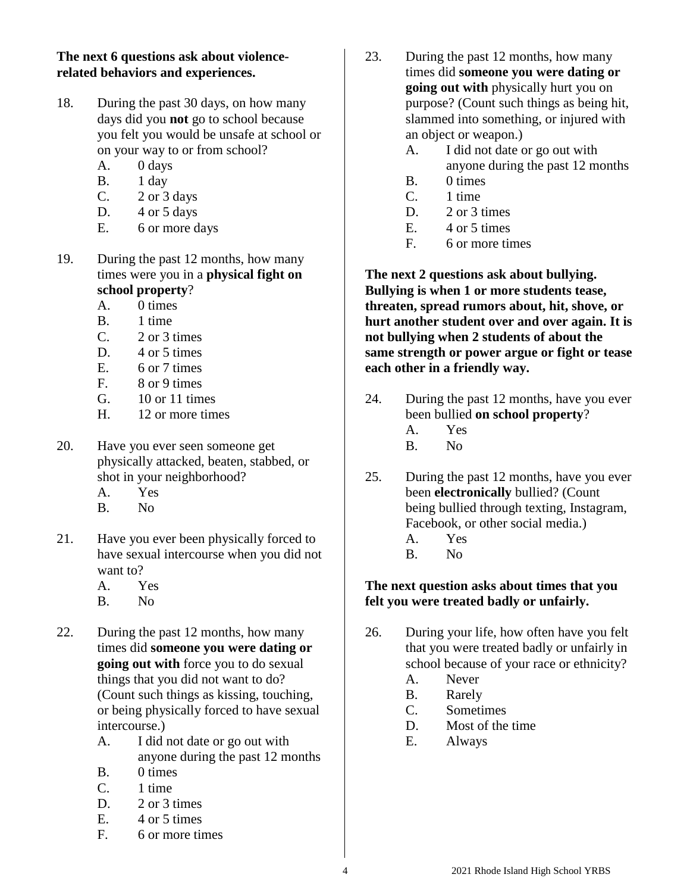**The next 6 questions ask about violence-related behaviors and experiences.**

18. During the past 30 days, on how many days did you **not** go to school because you felt you would be unsafe at school or on your way to or from school?
    - A. 0 days
    - B. 1 day
    - C. 2 or 3 days
    - D. 4 or 5 days
    - E. 6 or more days

19. During the past 12 months, how many times were you in a **physical fight on school property**?
    - A. 0 times
    - B. 1 time
    - C. 2 or 3 times
    - D. 4 or 5 times
    - E. 6 or 7 times
    - F. 8 or 9 times
    - G. 10 or 11 times
    - H. 12 or more times

20. Have you ever seen someone get physically attacked, beaten, stabbed, or shot in your neighborhood?
    - A. Yes
    - B. No

21. Have you ever been physically forced to have sexual intercourse when you did not want to?
    - A. Yes
    - B. No

22. During the past 12 months, how many times did **someone you were dating or going out with** force you to do sexual things that you did not want to do? (Count such things as kissing, touching, or being physically forced to have sexual intercourse.)
    - A. I did not date or go out with anyone during the past 12 months
    - B. 0 times
    - C. 1 time
    - D. 2 or 3 times
    - E. 4 or 5 times
    - F. 6 or more times

23. During the past 12 months, how many times did **someone you were dating or going out with** physically hurt you on purpose? (Count such things as being hit, slammed into something, or injured with an object or weapon.)
    - A. I did not date or go out with anyone during the past 12 months
    - B. 0 times
    - C. 1 time
    - D. 2 or 3 times
    - E. 4 or 5 times
    - F. 6 or more times

**The next 2 questions ask about bullying. Bullying is when 1 or more students tease, threaten, spread rumors about, hit, shove, or hurt another student over and over again. It is not bullying when 2 students of about the same strength or power argue or fight or tease each other in a friendly way.**

24. During the past 12 months, have you ever been bullied **on school property**?
    - A. Yes
    - B. No

25. During the past 12 months, have you ever been **electronically** bullied? (Count being bullied through texting, Instagram, Facebook, or other social media.)
    - A. Yes
    - B. No

**The next question asks about times that you felt you were treated badly or unfairly.**

26. During your life, how often have you felt that you were treated badly or unfairly in school because of your race or ethnicity?
    - A. Never
    - B. Rarely
    - C. Sometimes
    - D. Most of the time
    - E. Always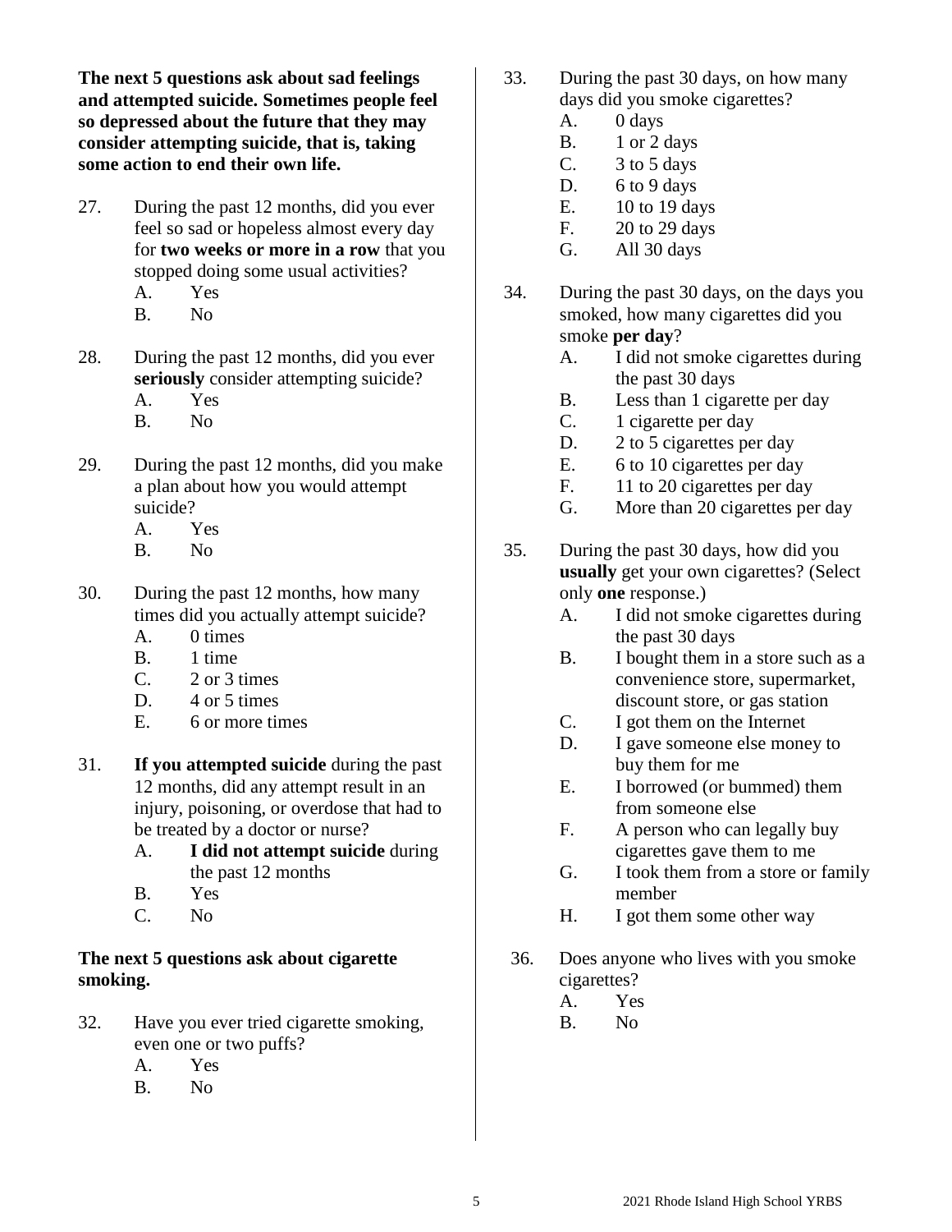**The next 5 questions ask about sad feelings and attempted suicide. Sometimes people feel so depressed about the future that they may consider attempting suicide, that is, taking some action to end their own life.**

27. During the past 12 months, did you ever feel so sad or hopeless almost every day for **two weeks or more in a row** that you stopped doing some usual activities?
    - A. Yes
    - B. No

28. During the past 12 months, did you ever **seriously** consider attempting suicide?
    - A. Yes
    - B. No

29. During the past 12 months, did you make a plan about how you would attempt suicide?
    - A. Yes
    - B. No

30. During the past 12 months, how many times did you actually attempt suicide?
    - A. 0 times
    - B. 1 time
    - C. 2 or 3 times
    - D. 4 or 5 times
    - E. 6 or more times

31. **If you attempted suicide** during the past 12 months, did any attempt result in an injury, poisoning, or overdose that had to be treated by a doctor or nurse?
    - A. **I did not attempt suicide** during the past 12 months
    - B. Yes
    - C. No

**The next 5 questions ask about cigarette smoking.**

32. Have you ever tried cigarette smoking, even one or two puffs?
    - A. Yes
    - B. No

33. During the past 30 days, on how many days did you smoke cigarettes?
    - A. 0 days
    - B. 1 or 2 days
    - C. 3 to 5 days
    - D. 6 to 9 days
    - E. 10 to 19 days
    - F. 20 to 29 days
    - G. All 30 days

34. During the past 30 days, on the days you smoked, how many cigarettes did you smoke **per day**?
    - A. I did not smoke cigarettes during the past 30 days
    - B. Less than 1 cigarette per day
    - C. 1 cigarette per day
    - D. 2 to 5 cigarettes per day
    - E. 6 to 10 cigarettes per day
    - F. 11 to 20 cigarettes per day
    - G. More than 20 cigarettes per day

35. During the past 30 days, how did you **usually** get your own cigarettes? (Select only **one** response.)
    - A. I did not smoke cigarettes during the past 30 days
    - B. I bought them in a store such as a convenience store, supermarket, discount store, or gas station
    - C. I got them on the Internet
    - D. I gave someone else money to buy them for me
    - E. I borrowed (or bummed) them from someone else
    - F. A person who can legally buy cigarettes gave them to me
    - G. I took them from a store or family member
    - H. I got them some other way

36. Does anyone who lives with you smoke cigarettes?
    - A. Yes
    - B. No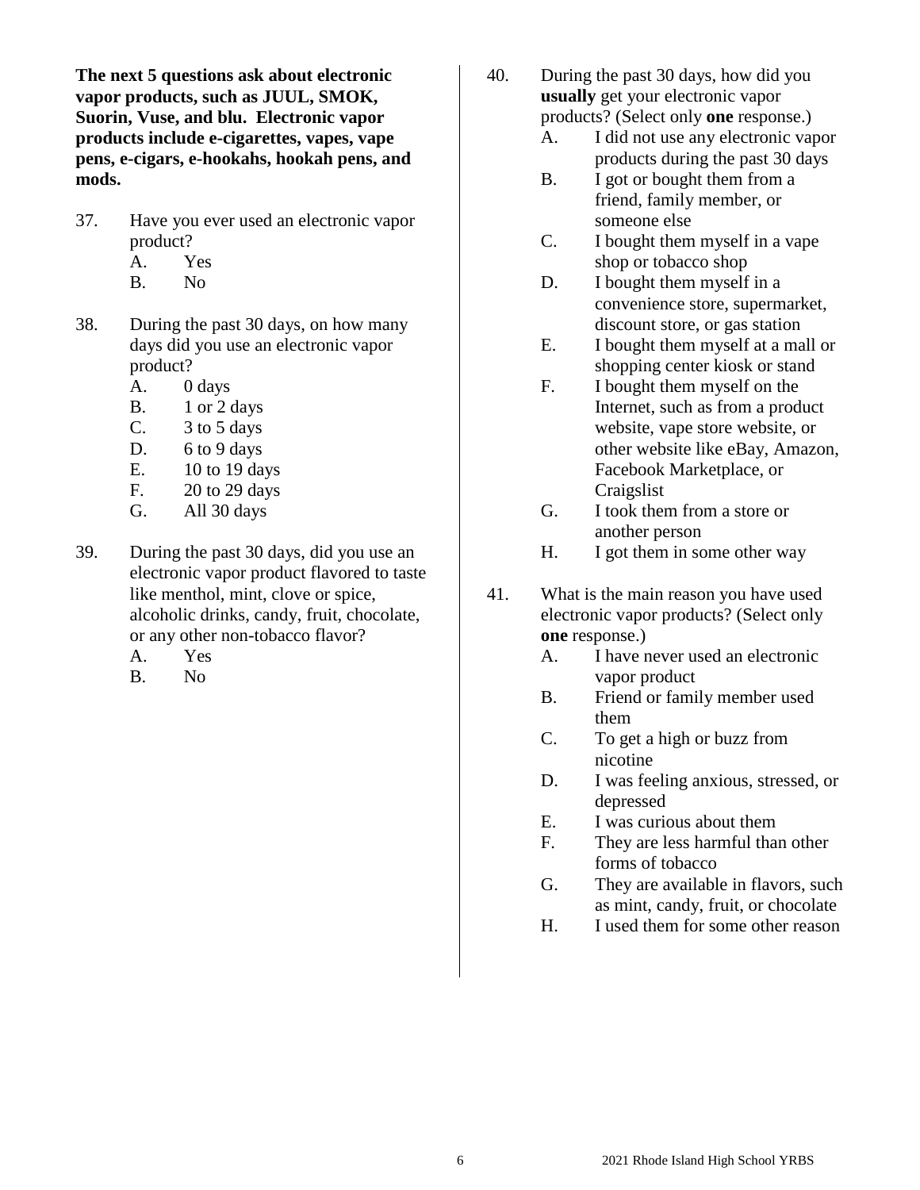**The next 5 questions ask about electronic vapor products, such as JUUL, SMOK, Suorin, Vuse, and blu. Electronic vapor products include e-cigarettes, vapes, vape pens, e-cigars, e-hookahs, hookah pens, and mods.**

37. Have you ever used an electronic vapor product?
    - A. Yes
    - B. No

38. During the past 30 days, on how many days did you use an electronic vapor product?
    - A. 0 days
    - B. 1 or 2 days
    - C. 3 to 5 days
    - D. 6 to 9 days
    - E. 10 to 19 days
    - F. 20 to 29 days
    - G. All 30 days

39. During the past 30 days, did you use an electronic vapor product flavored to taste like menthol, mint, clove or spice, alcoholic drinks, candy, fruit, chocolate, or any other non-tobacco flavor?
    - A. Yes
    - B. No

40. During the past 30 days, how did you **usually** get your electronic vapor products? (Select only **one** response.)
    - A. I did not use any electronic vapor products during the past 30 days
    - B. I got or bought them from a friend, family member, or someone else
    - C. I bought them myself in a vape shop or tobacco shop
    - D. I bought them myself in a convenience store, supermarket, discount store, or gas station
    - E. I bought them myself at a mall or shopping center kiosk or stand
    - F. I bought them myself on the Internet, such as from a product website, vape store website, or other website like eBay, Amazon, Facebook Marketplace, or Craigslist
    - G. I took them from a store or another person
    - H. I got them in some other way

41. What is the main reason you have used electronic vapor products? (Select only **one** response.)
    - A. I have never used an electronic vapor product
    - B. Friend or family member used them
    - C. To get a high or buzz from nicotine
    - D. I was feeling anxious, stressed, or depressed
    - E. I was curious about them
    - F. They are less harmful than other forms of tobacco
    - G. They are available in flavors, such as mint, candy, fruit, or chocolate
    - H. I used them for some other reason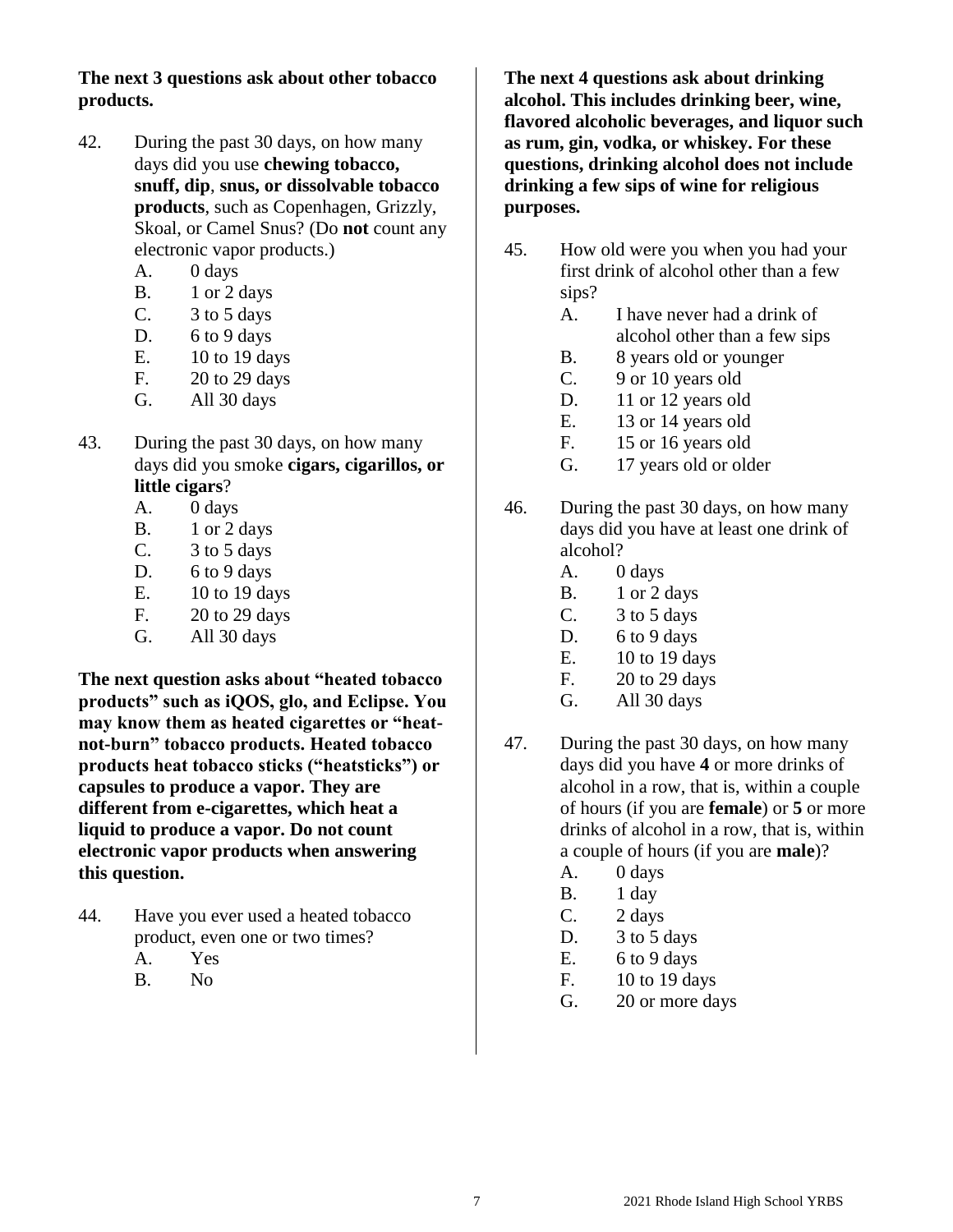**The next 3 questions ask about other tobacco products.**

42. During the past 30 days, on how many days did you use **chewing tobacco, snuff, dip**, **snus, or dissolvable tobacco products**, such as Copenhagen, Grizzly, Skoal, or Camel Snus? (Do **not** count any electronic vapor products.)
    - A. 0 days
    - B. 1 or 2 days
    - C. 3 to 5 days
    - D. 6 to 9 days
    - E. 10 to 19 days
    - F. 20 to 29 days
    - G. All 30 days

43. During the past 30 days, on how many days did you smoke **cigars, cigarillos, or little cigars**?
    - A. 0 days
    - B. 1 or 2 days
    - C. 3 to 5 days
    - D. 6 to 9 days
    - E. 10 to 19 days
    - F. 20 to 29 days
    - G. All 30 days

**The next question asks about "heated tobacco products" such as iQOS, glo, and Eclipse. You may know them as heated cigarettes or "heat-not-burn" tobacco products. Heated tobacco products heat tobacco sticks ("heatsticks") or capsules to produce a vapor. They are different from e-cigarettes, which heat a liquid to produce a vapor. Do not count electronic vapor products when answering this question.**

44. Have you ever used a heated tobacco product, even one or two times?
    - A. Yes
    - B. No

**The next 4 questions ask about drinking alcohol. This includes drinking beer, wine, flavored alcoholic beverages, and liquor such as rum, gin, vodka, or whiskey. For these questions, drinking alcohol does not include drinking a few sips of wine for religious purposes.**

45. How old were you when you had your first drink of alcohol other than a few sips?
    - A. I have never had a drink of alcohol other than a few sips
    - B. 8 years old or younger
    - C. 9 or 10 years old
    - D. 11 or 12 years old
    - E. 13 or 14 years old
    - F. 15 or 16 years old
    - G. 17 years old or older

46. During the past 30 days, on how many days did you have at least one drink of alcohol?
    - A. 0 days
    - B. 1 or 2 days
    - C. 3 to 5 days
    - D. 6 to 9 days
    - E. 10 to 19 days
    - F. 20 to 29 days
    - G. All 30 days

47. During the past 30 days, on how many days did you have **4** or more drinks of alcohol in a row, that is, within a couple of hours (if you are **female**) or **5** or more drinks of alcohol in a row, that is, within a couple of hours (if you are **male**)?
    - A. 0 days
    - B. 1 day
    - C. 2 days
    - D. 3 to 5 days
    - E. 6 to 9 days
    - F. 10 to 19 days
    - G. 20 or more days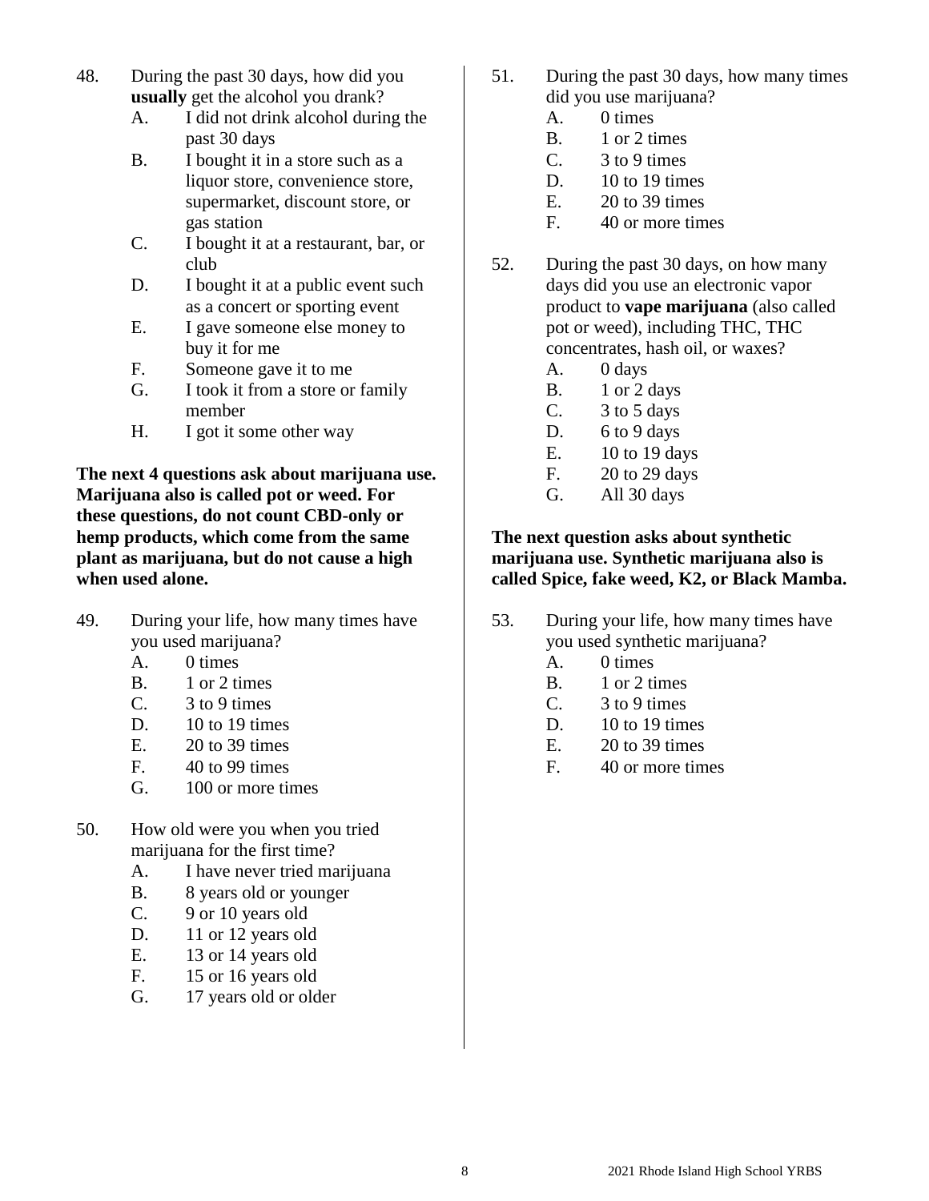48. During the past 30 days, how did you **usually** get the alcohol you drank?
    - A. I did not drink alcohol during the past 30 days
    - B. I bought it in a store such as a liquor store, convenience store, supermarket, discount store, or gas station
    - C. I bought it at a restaurant, bar, or club
    - D. I bought it at a public event such as a concert or sporting event
    - E. I gave someone else money to buy it for me
    - F. Someone gave it to me
    - G. I took it from a store or family member
    - H. I got it some other way

**The next 4 questions ask about marijuana use. Marijuana also is called pot or weed. For these questions, do not count CBD-only or hemp products, which come from the same plant as marijuana, but do not cause a high when used alone.**

49. During your life, how many times have you used marijuana?
    - A. 0 times
    - B. 1 or 2 times
    - C. 3 to 9 times
    - D. 10 to 19 times
    - E. 20 to 39 times
    - F. 40 to 99 times
    - G. 100 or more times

50. How old were you when you tried marijuana for the first time?
    - A. I have never tried marijuana
    - B. 8 years old or younger
    - C. 9 or 10 years old
    - D. 11 or 12 years old
    - E. 13 or 14 years old
    - F. 15 or 16 years old
    - G. 17 years old or older

51. During the past 30 days, how many times did you use marijuana?
    - A. 0 times
    - B. 1 or 2 times
    - C. 3 to 9 times
    - D. 10 to 19 times
    - E. 20 to 39 times
    - F. 40 or more times

52. During the past 30 days, on how many days did you use an electronic vapor product to **vape marijuana** (also called pot or weed), including THC, THC concentrates, hash oil, or waxes?
    - A. 0 days
    - B. 1 or 2 days
    - C. 3 to 5 days
    - D. 6 to 9 days
    - E. 10 to 19 days
    - F. 20 to 29 days
    - G. All 30 days

**The next question asks about synthetic marijuana use. Synthetic marijuana also is called Spice, fake weed, K2, or Black Mamba.**

53. During your life, how many times have you used synthetic marijuana?
    - A. 0 times
    - B. 1 or 2 times
    - C. 3 to 9 times
    - D. 10 to 19 times
    - E. 20 to 39 times
    - F. 40 or more times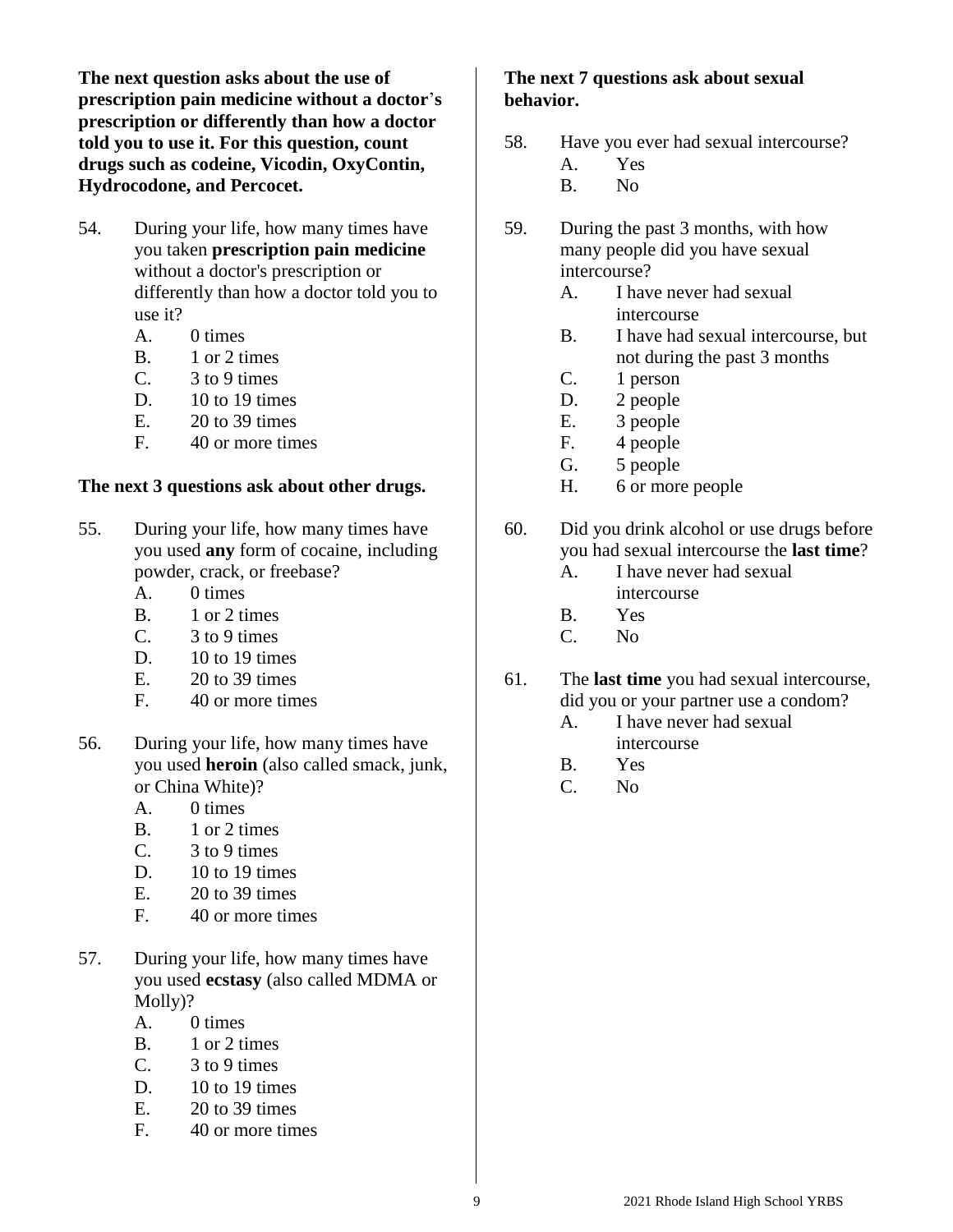**The next question asks about the use of prescription pain medicine without a doctor's prescription or differently than how a doctor told you to use it. For this question, count drugs such as codeine, Vicodin, OxyContin, Hydrocodone, and Percocet.**

54. During your life, how many times have you taken **prescription pain medicine** without a doctor's prescription or differently than how a doctor told you to use it?
    - A. 0 times
    - B. 1 or 2 times
    - C. 3 to 9 times
    - D. 10 to 19 times
    - E. 20 to 39 times
    - F. 40 or more times

**The next 3 questions ask about other drugs.**

55. During your life, how many times have you used **any** form of cocaine, including powder, crack, or freebase?
    - A. 0 times
    - B. 1 or 2 times
    - C. 3 to 9 times
    - D. 10 to 19 times
    - E. 20 to 39 times
    - F. 40 or more times

56. During your life, how many times have you used **heroin** (also called smack, junk, or China White)?
    - A. 0 times
    - B. 1 or 2 times
    - C. 3 to 9 times
    - D. 10 to 19 times
    - E. 20 to 39 times
    - F. 40 or more times

57. During your life, how many times have you used **ecstasy** (also called MDMA or Molly)?
    - A. 0 times
    - B. 1 or 2 times
    - C. 3 to 9 times
    - D. 10 to 19 times
    - E. 20 to 39 times
    - F. 40 or more times

**The next 7 questions ask about sexual behavior.**

58. Have you ever had sexual intercourse?
    - A. Yes
    - B. No

59. During the past 3 months, with how many people did you have sexual intercourse?
    - A. I have never had sexual intercourse
    - B. I have had sexual intercourse, but not during the past 3 months
    - C. 1 person
    - D. 2 people
    - E. 3 people
    - F. 4 people
    - G. 5 people
    - H. 6 or more people

60. Did you drink alcohol or use drugs before you had sexual intercourse the **last time**?
    - A. I have never had sexual intercourse
    - B. Yes
    - C. No

61. The **last time** you had sexual intercourse, did you or your partner use a condom?
    - A. I have never had sexual intercourse
    - B. Yes
    - C. No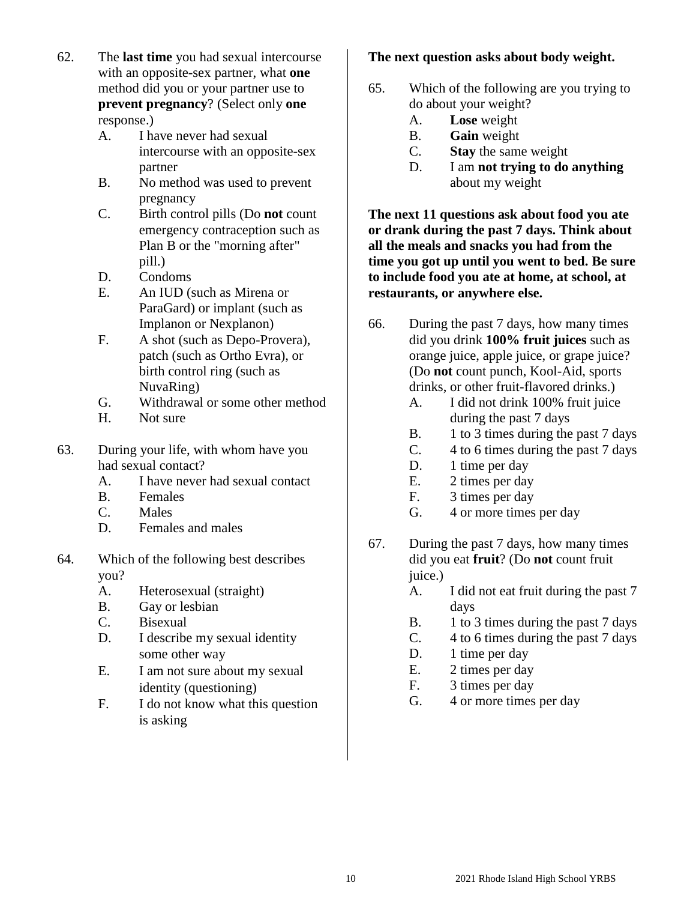62. The **last time** you had sexual intercourse with an opposite-sex partner, what **one** method did you or your partner use to **prevent pregnancy**? (Select only **one** response.)
    - A. I have never had sexual intercourse with an opposite-sex partner
    - B. No method was used to prevent pregnancy
    - C. Birth control pills (Do **not** count emergency contraception such as Plan B or the "morning after" pill.)
    - D. Condoms
    - E. An IUD (such as Mirena or ParaGard) or implant (such as Implanon or Nexplanon)
    - F. A shot (such as Depo-Provera), patch (such as Ortho Evra), or birth control ring (such as NuvaRing)
    - G. Withdrawal or some other method
    - H. Not sure

63. During your life, with whom have you had sexual contact?
    - A. I have never had sexual contact
    - B. Females
    - C. Males
    - D. Females and males

64. Which of the following best describes you?
    - A. Heterosexual (straight)
    - B. Gay or lesbian
    - C. Bisexual
    - D. I describe my sexual identity some other way
    - E. I am not sure about my sexual identity (questioning)
    - F. I do not know what this question is asking

**The next question asks about body weight.**

65. Which of the following are you trying to do about your weight?
    - A. **Lose** weight
    - B. **Gain** weight
    - C. **Stay** the same weight
    - D. I am **not trying to do anything** about my weight

**The next 11 questions ask about food you ate or drank during the past 7 days. Think about all the meals and snacks you had from the time you got up until you went to bed. Be sure to include food you ate at home, at school, at restaurants, or anywhere else.**

66. During the past 7 days, how many times did you drink **100% fruit juices** such as orange juice, apple juice, or grape juice? (Do **not** count punch, Kool-Aid, sports drinks, or other fruit-flavored drinks.)
    - A. I did not drink 100% fruit juice during the past 7 days
    - B. 1 to 3 times during the past 7 days
    - C. 4 to 6 times during the past 7 days
    - D. 1 time per day
    - E. 2 times per day
    - F. 3 times per day
    - G. 4 or more times per day

67. During the past 7 days, how many times did you eat **fruit**? (Do **not** count fruit juice.)
    - A. I did not eat fruit during the past 7 days
    - B. 1 to 3 times during the past 7 days
    - C. 4 to 6 times during the past 7 days
    - D. 1 time per day
    - E. 2 times per day
    - F. 3 times per day
    - G. 4 or more times per day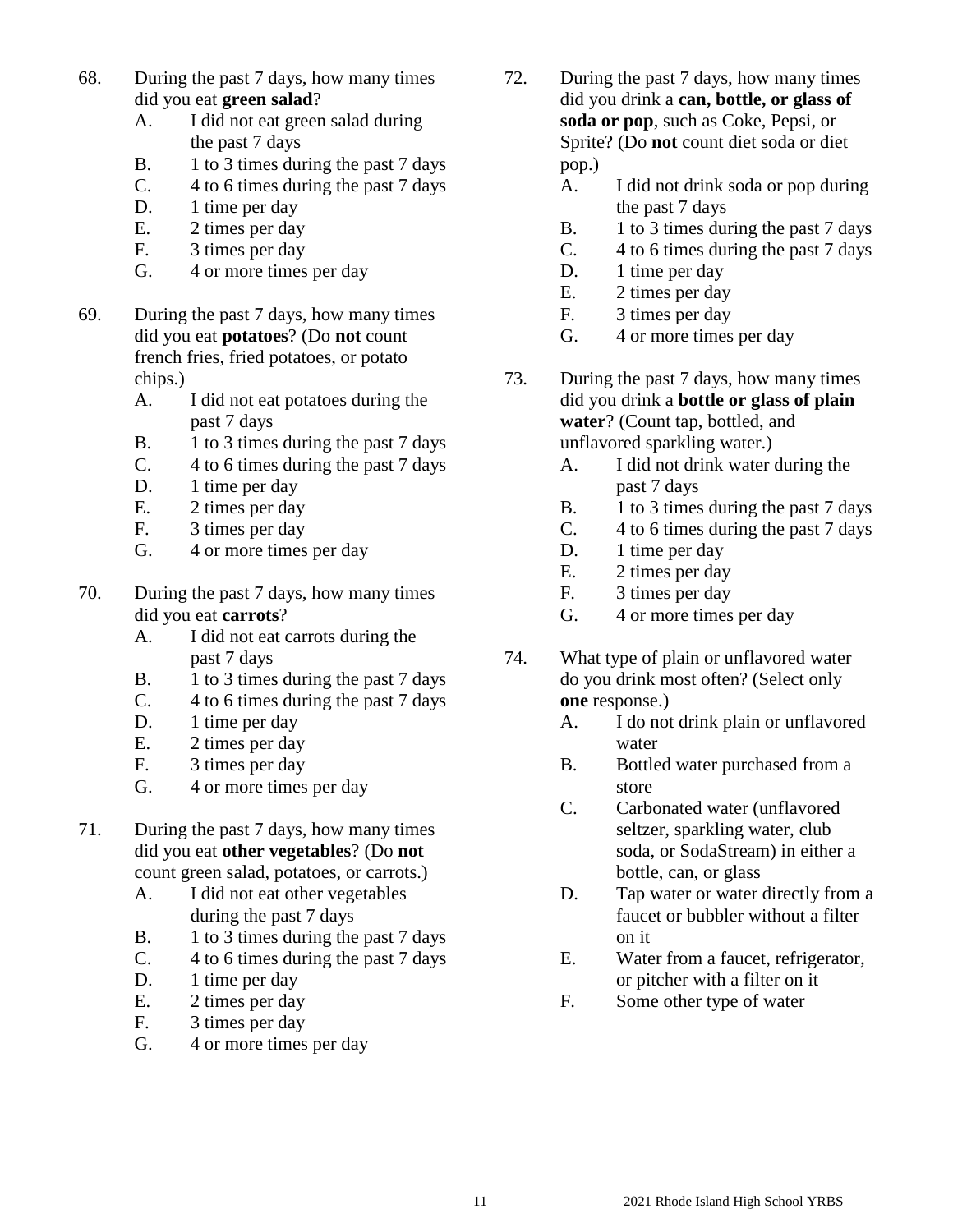68. During the past 7 days, how many times did you eat **green salad**?
    A. I did not eat green salad during the past 7 days
    B. 1 to 3 times during the past 7 days
    C. 4 to 6 times during the past 7 days
    D. 1 time per day
    E. 2 times per day
    F. 3 times per day
    G. 4 or more times per day

69. During the past 7 days, how many times did you eat **potatoes**? (Do **not** count french fries, fried potatoes, or potato chips.)
    A. I did not eat potatoes during the past 7 days
    B. 1 to 3 times during the past 7 days
    C. 4 to 6 times during the past 7 days
    D. 1 time per day
    E. 2 times per day
    F. 3 times per day
    G. 4 or more times per day

70. During the past 7 days, how many times did you eat **carrots**?
    A. I did not eat carrots during the past 7 days
    B. 1 to 3 times during the past 7 days
    C. 4 to 6 times during the past 7 days
    D. 1 time per day
    E. 2 times per day
    F. 3 times per day
    G. 4 or more times per day

71. During the past 7 days, how many times did you eat **other vegetables**? (Do **not** count green salad, potatoes, or carrots.)
    A. I did not eat other vegetables during the past 7 days
    B. 1 to 3 times during the past 7 days
    C. 4 to 6 times during the past 7 days
    D. 1 time per day
    E. 2 times per day
    F. 3 times per day
    G. 4 or more times per day

72. During the past 7 days, how many times did you drink a **can, bottle, or glass of soda or pop**, such as Coke, Pepsi, or Sprite? (Do **not** count diet soda or diet pop.)
    A. I did not drink soda or pop during the past 7 days
    B. 1 to 3 times during the past 7 days
    C. 4 to 6 times during the past 7 days
    D. 1 time per day
    E. 2 times per day
    F. 3 times per day
    G. 4 or more times per day

73. During the past 7 days, how many times did you drink a **bottle or glass of plain water**? (Count tap, bottled, and unflavored sparkling water.)
    A. I did not drink water during the past 7 days
    B. 1 to 3 times during the past 7 days
    C. 4 to 6 times during the past 7 days
    D. 1 time per day
    E. 2 times per day
    F. 3 times per day
    G. 4 or more times per day

74. What type of plain or unflavored water do you drink most often? (Select only **one** response.)
    A. I do not drink plain or unflavored water
    B. Bottled water purchased from a store
    C. Carbonated water (unflavored seltzer, sparkling water, club soda, or SodaStream) in either a bottle, can, or glass
    D. Tap water or water directly from a faucet or bubbler without a filter on it
    E. Water from a faucet, refrigerator, or pitcher with a filter on it
    F. Some other type of water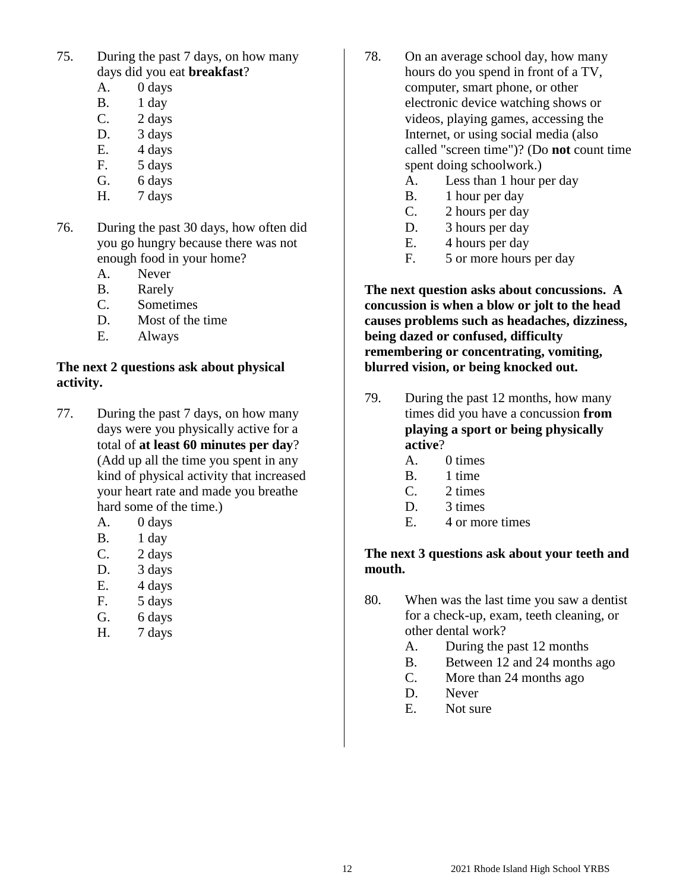75. During the past 7 days, on how many days did you eat **breakfast**?
    - A. 0 days
    - B. 1 day
    - C. 2 days
    - D. 3 days
    - E. 4 days
    - F. 5 days
    - G. 6 days
    - H. 7 days

76. During the past 30 days, how often did you go hungry because there was not enough food in your home?
    - A. Never
    - B. Rarely
    - C. Sometimes
    - D. Most of the time
    - E. Always

**The next 2 questions ask about physical activity.**

77. During the past 7 days, on how many days were you physically active for a total of **at least 60 minutes per day**? (Add up all the time you spent in any kind of physical activity that increased your heart rate and made you breathe hard some of the time.)
    - A. 0 days
    - B. 1 day
    - C. 2 days
    - D. 3 days
    - E. 4 days
    - F. 5 days
    - G. 6 days
    - H. 7 days

78. On an average school day, how many hours do you spend in front of a TV, computer, smart phone, or other electronic device watching shows or videos, playing games, accessing the Internet, or using social media (also called "screen time")? (Do **not** count time spent doing schoolwork.)
    - A. Less than 1 hour per day
    - B. 1 hour per day
    - C. 2 hours per day
    - D. 3 hours per day
    - E. 4 hours per day
    - F. 5 or more hours per day

**The next question asks about concussions. A concussion is when a blow or jolt to the head causes problems such as headaches, dizziness, being dazed or confused, difficulty remembering or concentrating, vomiting, blurred vision, or being knocked out.**

79. During the past 12 months, how many times did you have a concussion **from playing a sport or being physically active**?
    - A. 0 times
    - B. 1 time
    - C. 2 times
    - D. 3 times
    - E. 4 or more times

**The next 3 questions ask about your teeth and mouth.**

80. When was the last time you saw a dentist for a check-up, exam, teeth cleaning, or other dental work?
    - A. During the past 12 months
    - B. Between 12 and 24 months ago
    - C. More than 24 months ago
    - D. Never
    - E. Not sure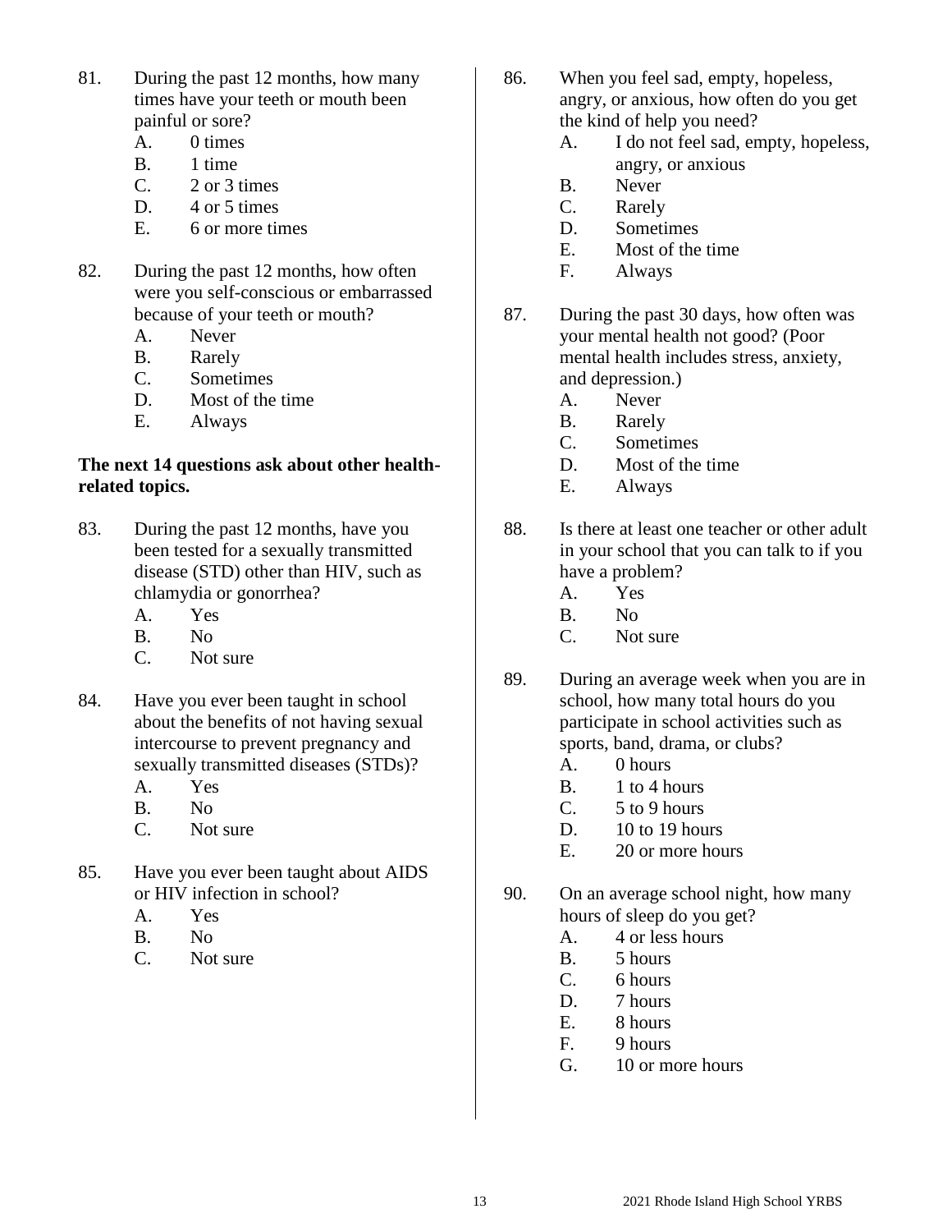81. During the past 12 months, how many times have your teeth or mouth been painful or sore?
    - A. 0 times
    - B. 1 time
    - C. 2 or 3 times
    - D. 4 or 5 times
    - E. 6 or more times

82. During the past 12 months, how often were you self-conscious or embarrassed because of your teeth or mouth?
    - A. Never
    - B. Rarely
    - C. Sometimes
    - D. Most of the time
    - E. Always

**The next 14 questions ask about other health-related topics.**

83. During the past 12 months, have you been tested for a sexually transmitted disease (STD) other than HIV, such as chlamydia or gonorrhea?
    - A. Yes
    - B. No
    - C. Not sure

84. Have you ever been taught in school about the benefits of not having sexual intercourse to prevent pregnancy and sexually transmitted diseases (STDs)?
    - A. Yes
    - B. No
    - C. Not sure

85. Have you ever been taught about AIDS or HIV infection in school?
    - A. Yes
    - B. No
    - C. Not sure

86. When you feel sad, empty, hopeless, angry, or anxious, how often do you get the kind of help you need?
    - A. I do not feel sad, empty, hopeless, angry, or anxious
    - B. Never
    - C. Rarely
    - D. Sometimes
    - E. Most of the time
    - F. Always

87. During the past 30 days, how often was your mental health not good? (Poor mental health includes stress, anxiety, and depression.)
    - A. Never
    - B. Rarely
    - C. Sometimes
    - D. Most of the time
    - E. Always

88. Is there at least one teacher or other adult in your school that you can talk to if you have a problem?
    - A. Yes
    - B. No
    - C. Not sure

89. During an average week when you are in school, how many total hours do you participate in school activities such as sports, band, drama, or clubs?
    - A. 0 hours
    - B. 1 to 4 hours
    - C. 5 to 9 hours
    - D. 10 to 19 hours
    - E. 20 or more hours

90. On an average school night, how many hours of sleep do you get?
    - A. 4 or less hours
    - B. 5 hours
    - C. 6 hours
    - D. 7 hours
    - E. 8 hours
    - F. 9 hours
    - G. 10 or more hours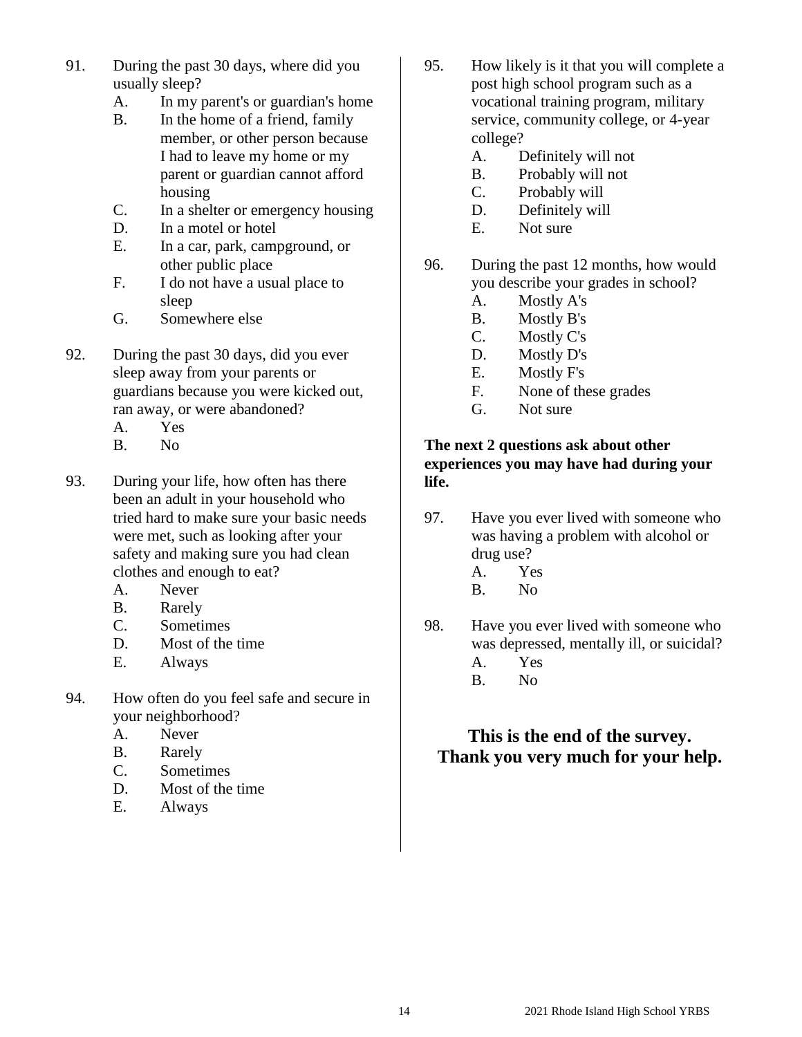91. During the past 30 days, where did you usually sleep?
    - A. In my parent's or guardian's home
    - B. In the home of a friend, family member, or other person because I had to leave my home or my parent or guardian cannot afford housing
    - C. In a shelter or emergency housing
    - D. In a motel or hotel
    - E. In a car, park, campground, or other public place
    - F. I do not have a usual place to sleep
    - G. Somewhere else

92. During the past 30 days, did you ever sleep away from your parents or guardians because you were kicked out, ran away, or were abandoned?
    - A. Yes
    - B. No

93. During your life, how often has there been an adult in your household who tried hard to make sure your basic needs were met, such as looking after your safety and making sure you had clean clothes and enough to eat?
    - A. Never
    - B. Rarely
    - C. Sometimes
    - D. Most of the time
    - E. Always

94. How often do you feel safe and secure in your neighborhood?
    - A. Never
    - B. Rarely
    - C. Sometimes
    - D. Most of the time
    - E. Always

95. How likely is it that you will complete a post high school program such as a vocational training program, military service, community college, or 4-year college?
    - A. Definitely will not
    - B. Probably will not
    - C. Probably will
    - D. Definitely will
    - E. Not sure

96. During the past 12 months, how would you describe your grades in school?
    - A. Mostly A's
    - B. Mostly B's
    - C. Mostly C's
    - D. Mostly D's
    - E. Mostly F's
    - F. None of these grades
    - G. Not sure

**The next 2 questions ask about other experiences you may have had during your life.**

97. Have you ever lived with someone who was having a problem with alcohol or drug use?
    - A. Yes
    - B. No

98. Have you ever lived with someone who was depressed, mentally ill, or suicidal?
    - A. Yes
    - B. No

## This is the end of the survey. Thank you very much for your help.